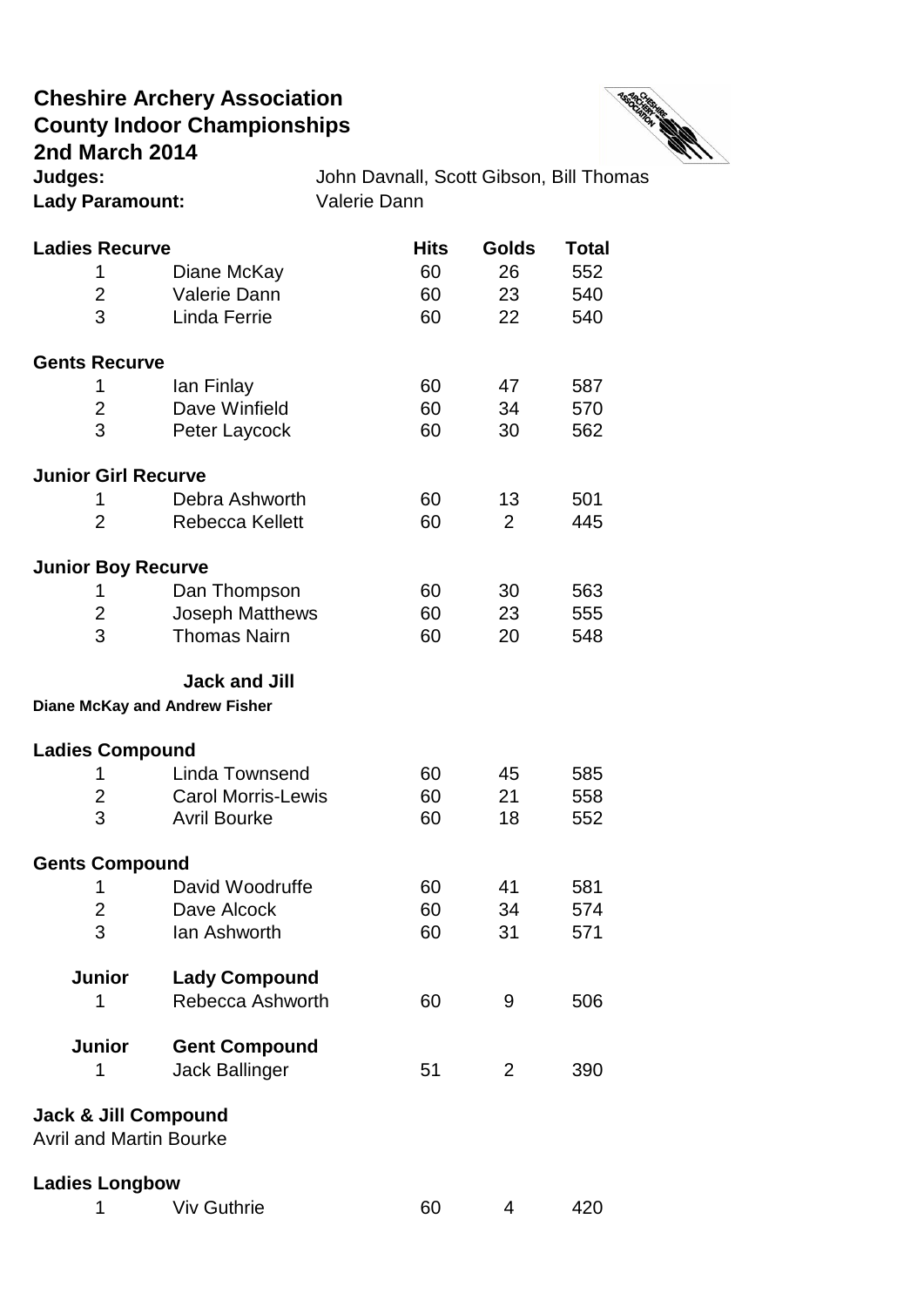# Cheshire Archery Association
## County Indoor Championships
## 2nd March 2014

**Judges:** John Davnall, Scott Gibson, Bill Thomas
**Lady Paramount:** Valerie Dann

| **Ladies Recurve** | | **Hits** | **Golds** | **Total** |
|---|---|---|---|---|
| 1 | Diane McKay | 60 | 26 | 552 |
| 2 | Valerie Dann | 60 | 23 | 540 |
| 3 | Linda Ferrie | 60 | 22 | 540 |
| **Gents Recurve** | | | | |
| 1 | Ian Finlay | 60 | 47 | 587 |
| 2 | Dave Winfield | 60 | 34 | 570 |
| 3 | Peter Laycock | 60 | 30 | 562 |
| **Junior Girl Recurve** | | | | |
| 1 | Debra Ashworth | 60 | 13 | 501 |
| 2 | Rebecca Kellett | 60 | 2 | 445 |
| **Junior Boy Recurve** | | | | |
| 1 | Dan Thompson | 60 | 30 | 563 |
| 2 | Joseph Matthews | 60 | 23 | 555 |
| 3 | Thomas Nairn | 60 | 20 | 548 |

**Jack and Jill**

**Diane McKay and Andrew Fisher**

| **Ladies Compound** | | | | |
|---|---|---|---|---|
| 1 | Linda Townsend | 60 | 45 | 585 |
| 2 | Carol Morris-Lewis | 60 | 21 | 558 |
| 3 | Avril Bourke | 60 | 18 | 552 |
| **Gents Compound** | | | | |
| 1 | David Woodruffe | 60 | 41 | 581 |
| 2 | Dave Alcock | 60 | 34 | 574 |
| 3 | Ian Ashworth | 60 | 31 | 571 |
| **Junior** | **Lady Compound** | | | |
| 1 | Rebecca Ashworth | 60 | 9 | 506 |
| **Junior** | **Gent Compound** | | | |
| 1 | Jack Ballinger | 51 | 2 | 390 |

**Jack & Jill Compound**

Avril and Martin Bourke

| **Ladies Longbow** | | | | |
|---|---|---|---|---|
| 1 | Viv Guthrie | 60 | 4 | 420 |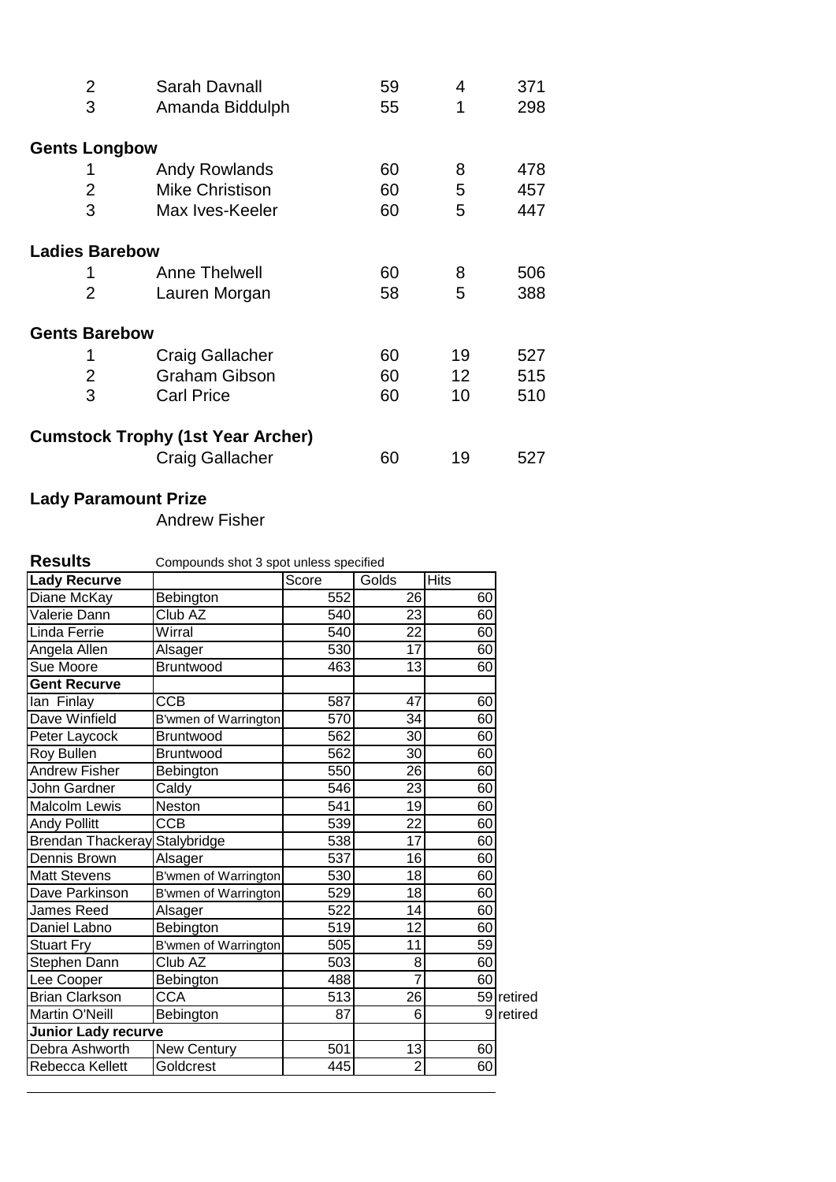| | | | | |
|---|---|---|---|---|
| 2 | Sarah Davnall | 59 | 4 | 371 |
| 3 | Amanda Biddulph | 55 | 1 | 298 |

**Gents Longbow**

| | | | | |
|---|---|---|---|---|
| 1 | Andy Rowlands | 60 | 8 | 478 |
| 2 | Mike Christison | 60 | 5 | 457 |
| 3 | Max Ives-Keeler | 60 | 5 | 447 |

**Ladies Barebow**

| | | | | |
|---|---|---|---|---|
| 1 | Anne Thelwell | 60 | 8 | 506 |
| 2 | Lauren Morgan | 58 | 5 | 388 |

**Gents Barebow**

| | | | | |
|---|---|---|---|---|
| 1 | Craig Gallacher | 60 | 19 | 527 |
| 2 | Graham Gibson | 60 | 12 | 515 |
| 3 | Carl Price | 60 | 10 | 510 |

**Cumstock Trophy (1st Year Archer)**

| | | | |
|---|---|---|---|
| Craig Gallacher | 60 | 19 | 527 |

**Lady Paramount Prize**

Andrew Fisher

**Results** Compounds shot 3 spot unless specified

| Lady Recurve | | Score | Golds | Hits | |
|---|---|---|---|---|---|
| Diane McKay | Bebington | 552 | 26 | 60 | |
| Valerie Dann | Club AZ | 540 | 23 | 60 | |
| Linda Ferrie | Wirral | 540 | 22 | 60 | |
| Angela Allen | Alsager | 530 | 17 | 60 | |
| Sue Moore | Bruntwood | 463 | 13 | 60 | |
| **Gent Recurve** | | | | | |
| Ian Finlay | CCB | 587 | 47 | 60 | |
| Dave Winfield | B'wmen of Warrington | 570 | 34 | 60 | |
| Peter Laycock | Bruntwood | 562 | 30 | 60 | |
| Roy Bullen | Bruntwood | 562 | 30 | 60 | |
| Andrew Fisher | Bebington | 550 | 26 | 60 | |
| John Gardner | Caldy | 546 | 23 | 60 | |
| Malcolm Lewis | Neston | 541 | 19 | 60 | |
| Andy Pollitt | CCB | 539 | 22 | 60 | |
| Brendan Thackeray | Stalybridge | 538 | 17 | 60 | |
| Dennis Brown | Alsager | 537 | 16 | 60 | |
| Matt Stevens | B'wmen of Warrington | 530 | 18 | 60 | |
| Dave Parkinson | B'wmen of Warrington | 529 | 18 | 60 | |
| James Reed | Alsager | 522 | 14 | 60 | |
| Daniel Labno | Bebington | 519 | 12 | 60 | |
| Stuart Fry | B'wmen of Warrington | 505 | 11 | 59 | |
| Stephen Dann | Club AZ | 503 | 8 | 60 | |
| Lee Cooper | Bebington | 488 | 7 | 60 | |
| Brian Clarkson | CCA | 513 | 26 | 59 | retired |
| Martin O'Neill | Bebington | 87 | 6 | 9 | retired |
| **Junior Lady recurve** | | | | | |
| Debra Ashworth | New Century | 501 | 13 | 60 | |
| Rebecca Kellett | Goldcrest | 445 | 2 | 60 | |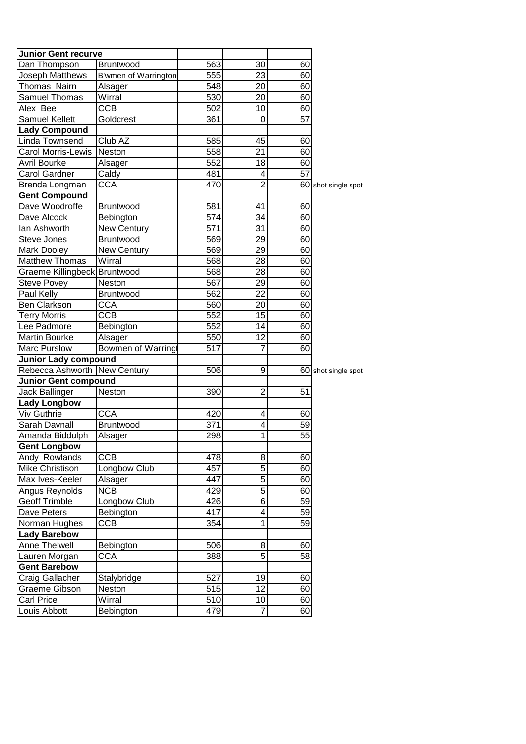| | | | | | |
|---|---|---|---|---|---|
| **Junior Gent recurve** | | | | | |
| Dan Thompson | Bruntwood | 563 | 30 | 60 | |
| Joseph Matthews | B'wmen of Warrington | 555 | 23 | 60 | |
| Thomas Nairn | Alsager | 548 | 20 | 60 | |
| Samuel Thomas | Wirral | 530 | 20 | 60 | |
| Alex Bee | CCB | 502 | 10 | 60 | |
| Samuel Kellett | Goldcrest | 361 | 0 | 57 | |
| **Lady Compound** | | | | | |
| Linda Townsend | Club AZ | 585 | 45 | 60 | |
| Carol Morris-Lewis | Neston | 558 | 21 | 60 | |
| Avril Bourke | Alsager | 552 | 18 | 60 | |
| Carol Gardner | Caldy | 481 | 4 | 57 | |
| Brenda Longman | CCA | 470 | 2 | 60 | shot single spot |
| **Gent Compound** | | | | | |
| Dave Woodroffe | Bruntwood | 581 | 41 | 60 | |
| Dave Alcock | Bebington | 574 | 34 | 60 | |
| Ian Ashworth | New Century | 571 | 31 | 60 | |
| Steve Jones | Bruntwood | 569 | 29 | 60 | |
| Mark Dooley | New Century | 569 | 29 | 60 | |
| Matthew Thomas | Wirral | 568 | 28 | 60 | |
| Graeme Killingbeck | Bruntwood | 568 | 28 | 60 | |
| Steve Povey | Neston | 567 | 29 | 60 | |
| Paul Kelly | Bruntwood | 562 | 22 | 60 | |
| Ben Clarkson | CCA | 560 | 20 | 60 | |
| Terry Morris | CCB | 552 | 15 | 60 | |
| Lee Padmore | Bebington | 552 | 14 | 60 | |
| Martin Bourke | Alsager | 550 | 12 | 60 | |
| Marc Purslow | Bowmen of Warringt | 517 | 7 | 60 | |
| **Junior Lady compound** | | | | | |
| Rebecca Ashworth | New Century | 506 | 9 | 60 | shot single spot |
| **Junior Gent compound** | | | | | |
| Jack Ballinger | Neston | 390 | 2 | 51 | |
| **Lady Longbow** | | | | | |
| Viv Guthrie | CCA | 420 | 4 | 60 | |
| Sarah Davnall | Bruntwood | 371 | 4 | 59 | |
| Amanda Biddulph | Alsager | 298 | 1 | 55 | |
| **Gent Longbow** | | | | | |
| Andy Rowlands | CCB | 478 | 8 | 60 | |
| Mike Christison | Longbow Club | 457 | 5 | 60 | |
| Max Ives-Keeler | Alsager | 447 | 5 | 60 | |
| Angus Reynolds | NCB | 429 | 5 | 60 | |
| Geoff Trimble | Longbow Club | 426 | 6 | 59 | |
| Dave Peters | Bebington | 417 | 4 | 59 | |
| Norman Hughes | CCB | 354 | 1 | 59 | |
| **Lady Barebow** | | | | | |
| Anne Thelwell | Bebington | 506 | 8 | 60 | |
| Lauren Morgan | CCA | 388 | 5 | 58 | |
| **Gent Barebow** | | | | | |
| Craig Gallacher | Stalybridge | 527 | 19 | 60 | |
| Graeme Gibson | Neston | 515 | 12 | 60 | |
| Carl Price | Wirral | 510 | 10 | 60 | |
| Louis Abbott | Bebington | 479 | 7 | 60 | |